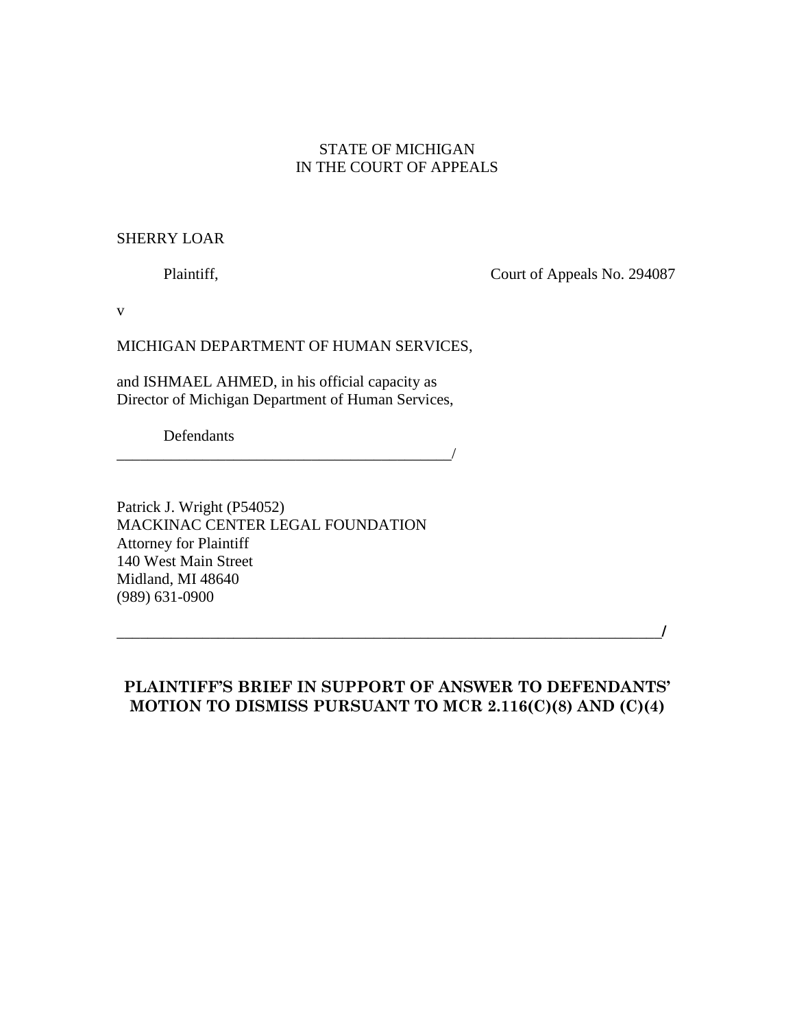STATE OF MICHIGAN
IN THE COURT OF APPEALS

SHERRY LOAR

Plaintiff, Court of Appeals No. 294087

v

MICHIGAN DEPARTMENT OF HUMAN SERVICES,

and ISHMAEL AHMED, in his official capacity as
Director of Michigan Department of Human Services,

Defendants
_____________________________________________/

Patrick J. Wright (P54052)
MACKINAC CENTER LEGAL FOUNDATION
Attorney for Plaintiff
140 West Main Street
Midland, MI 48640
(989) 631-0900

_____________________________________________________________________/

**PLAINTIFF'S BRIEF IN SUPPORT OF ANSWER TO DEFENDANTS' MOTION TO DISMISS PURSUANT TO MCR 2.116(C)(8) AND (C)(4)**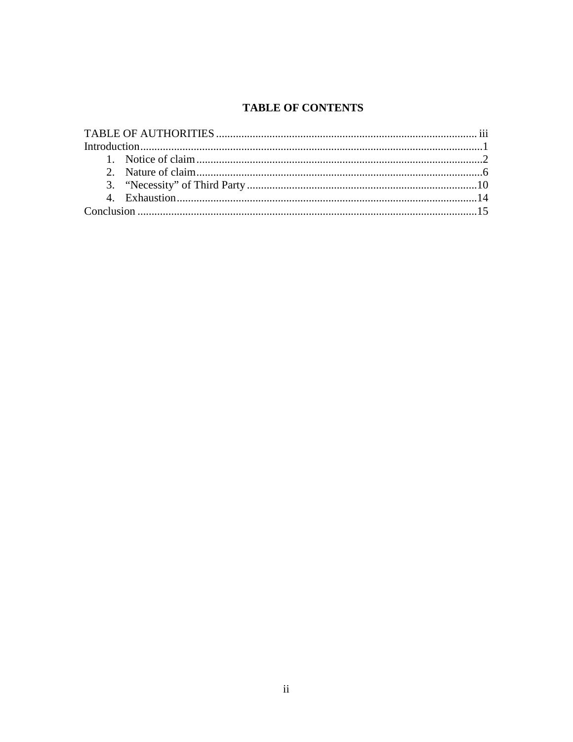**TABLE OF CONTENTS**

TABLE OF AUTHORITIES ..... iii
Introduction ..... 1
1. Notice of claim ..... 2
2. Nature of claim ..... 6
3. "Necessity" of Third Party ..... 10
4. Exhaustion ..... 14
Conclusion ..... 15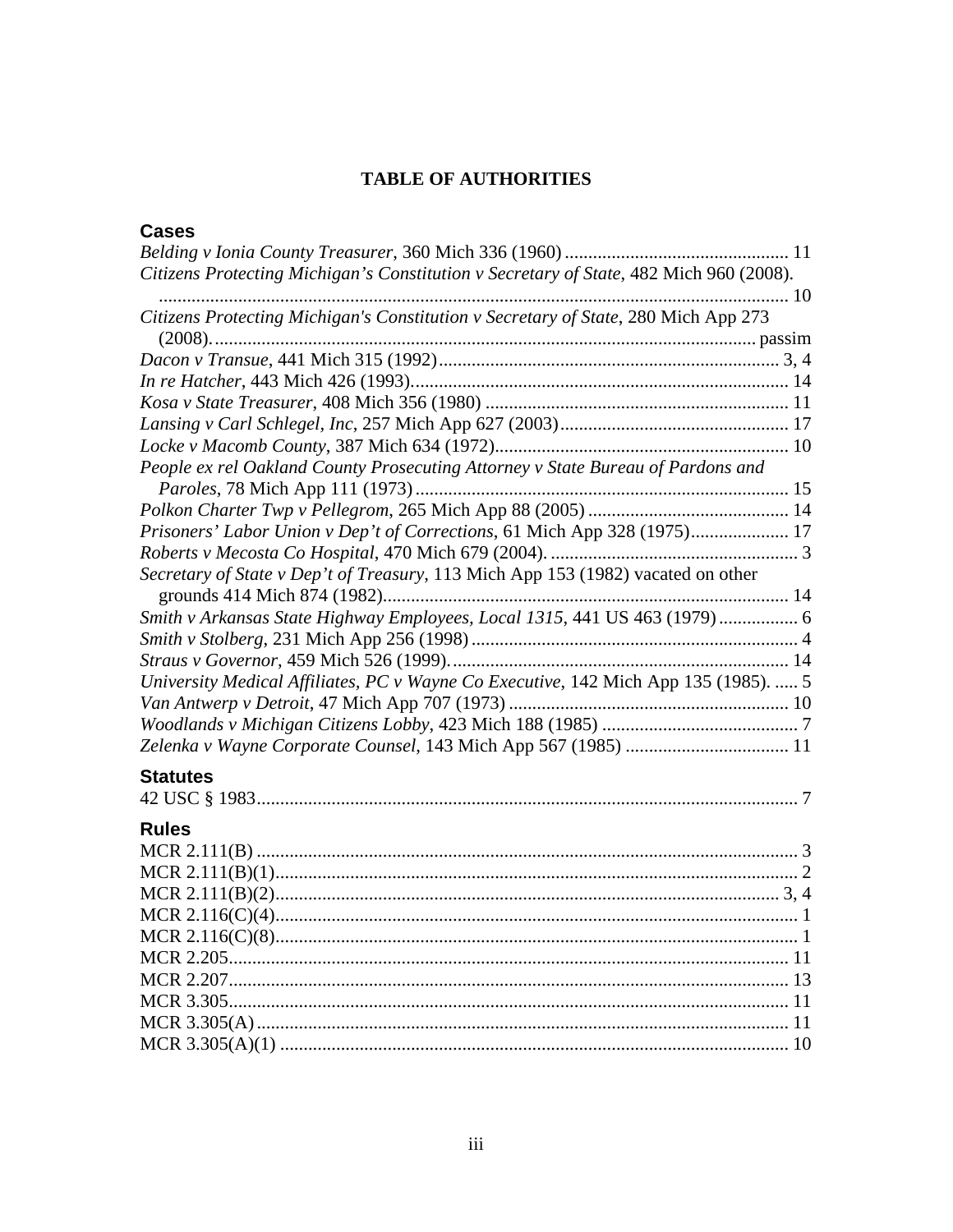# TABLE OF AUTHORITIES

## Cases

*Belding v Ionia County Treasurer*, 360 Mich 336 (1960) ............................................... 11
*Citizens Protecting Michigan's Constitution v Secretary of State*, 482 Mich 960 (2008). ...................................................................................................................... 10
*Citizens Protecting Michigan's Constitution v Secretary of State*, 280 Mich App 273 (2008). ................................................................................................................... passim
*Dacon v Transue*, 441 Mich 315 (1992) ........................................................................ 3, 4
*In re Hatcher*, 443 Mich 426 (1993). ............................................................................... 14
*Kosa v State Treasurer*, 408 Mich 356 (1980) ................................................................ 11
*Lansing v Carl Schlegel, Inc*, 257 Mich App 627 (2003) ................................................ 17
*Locke v Macomb County*, 387 Mich 634 (1972). ............................................................. 10
*People ex rel Oakland County Prosecuting Attorney v State Bureau of Pardons and Paroles*, 78 Mich App 111 (1973) ............................................................................... 15
*Polkon Charter Twp v Pellegrom*, 265 Mich App 88 (2005) ........................................... 14
*Prisoners' Labor Union v Dep't of Corrections*, 61 Mich App 328 (1975) ..................... 17
*Roberts v Mecosta Co Hospital*, 470 Mich 679 (2004). .................................................... 3
*Secretary of State v Dep't of Treasury*, 113 Mich App 153 (1982) vacated on other grounds 414 Mich 874 (1982) ...................................................................................... 14
*Smith v Arkansas State Highway Employees, Local 1315*, 441 US 463 (1979) ................. 6
*Smith v Stolberg*, 231 Mich App 256 (1998) ...................................................................... 4
*Straus v Governor*, 459 Mich 526 (1999). ........................................................................ 14
*University Medical Affiliates, PC v Wayne Co Executive*, 142 Mich App 135 (1985). ..... 5
*Van Antwerp v Detroit*, 47 Mich App 707 (1973) ............................................................ 10
*Woodlands v Michigan Citizens Lobby*, 423 Mich 188 (1985) .......................................... 7
*Zelenka v Wayne Corporate Counsel*, 143 Mich App 567 (1985) ................................... 11

## Statutes

42 USC § 1983 ..................................................................................................................... 7

## Rules

MCR 2.111(B) ..................................................................................................................... 3
MCR 2.111(B)(1) ................................................................................................................. 2
MCR 2.111(B)(2) .............................................................................................................. 3, 4
MCR 2.116(C)(4) ................................................................................................................. 1
MCR 2.116(C)(8) ................................................................................................................. 1
MCR 2.205 ......................................................................................................................... 11
MCR 2.207 ......................................................................................................................... 13
MCR 3.305 ......................................................................................................................... 11
MCR 3.305(A) .................................................................................................................... 11
MCR 3.305(A)(1) ............................................................................................................... 10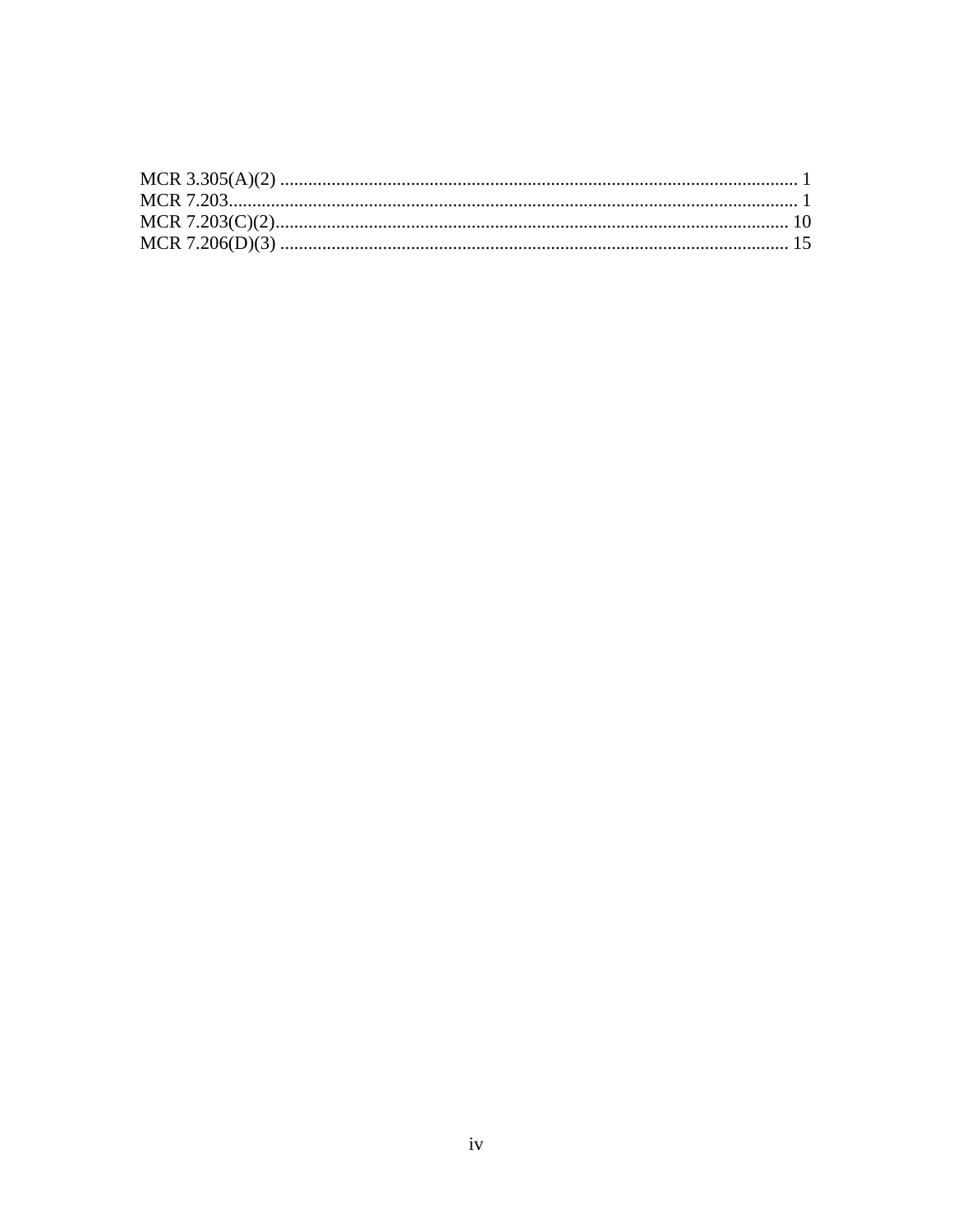MCR 3.305(A)(2) .................................................................................................................. 1
MCR 7.203............................................................................................................................ 1
MCR 7.203(C)(2)................................................................................................................ 10
MCR 7.206(D)(3) ............................................................................................................... 15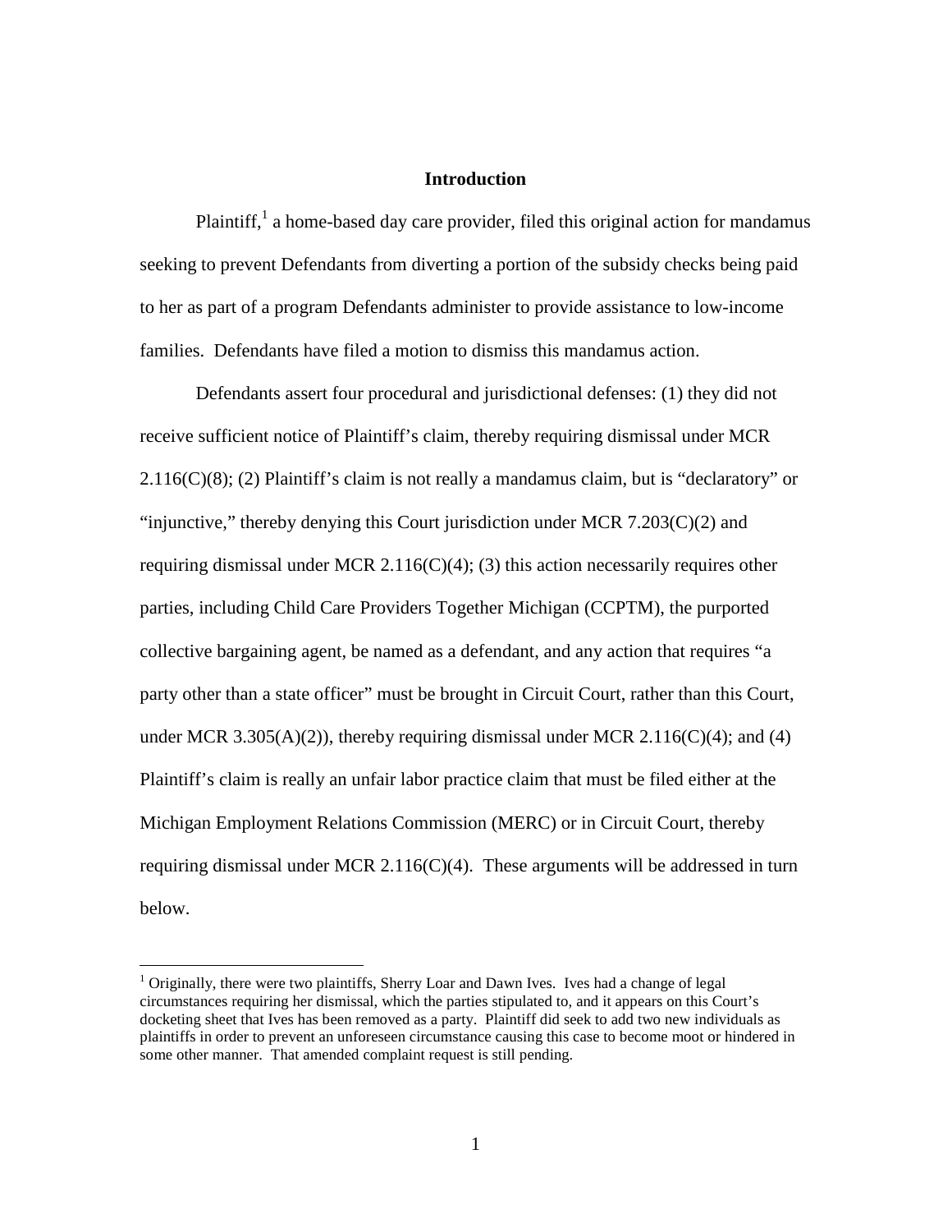## Introduction

Plaintiff,[1] a home-based day care provider, filed this original action for mandamus seeking to prevent Defendants from diverting a portion of the subsidy checks being paid to her as part of a program Defendants administer to provide assistance to low-income families. Defendants have filed a motion to dismiss this mandamus action.

Defendants assert four procedural and jurisdictional defenses: (1) they did not receive sufficient notice of Plaintiff's claim, thereby requiring dismissal under MCR 2.116(C)(8); (2) Plaintiff's claim is not really a mandamus claim, but is "declaratory" or "injunctive," thereby denying this Court jurisdiction under MCR 7.203(C)(2) and requiring dismissal under MCR 2.116(C)(4); (3) this action necessarily requires other parties, including Child Care Providers Together Michigan (CCPTM), the purported collective bargaining agent, be named as a defendant, and any action that requires "a party other than a state officer" must be brought in Circuit Court, rather than this Court, under MCR 3.305(A)(2)), thereby requiring dismissal under MCR 2.116(C)(4); and (4) Plaintiff's claim is really an unfair labor practice claim that must be filed either at the Michigan Employment Relations Commission (MERC) or in Circuit Court, thereby requiring dismissal under MCR 2.116(C)(4). These arguments will be addressed in turn below.

[1] Originally, there were two plaintiffs, Sherry Loar and Dawn Ives. Ives had a change of legal circumstances requiring her dismissal, which the parties stipulated to, and it appears on this Court's docketing sheet that Ives has been removed as a party. Plaintiff did seek to add two new individuals as plaintiffs in order to prevent an unforeseen circumstance causing this case to become moot or hindered in some other manner. That amended complaint request is still pending.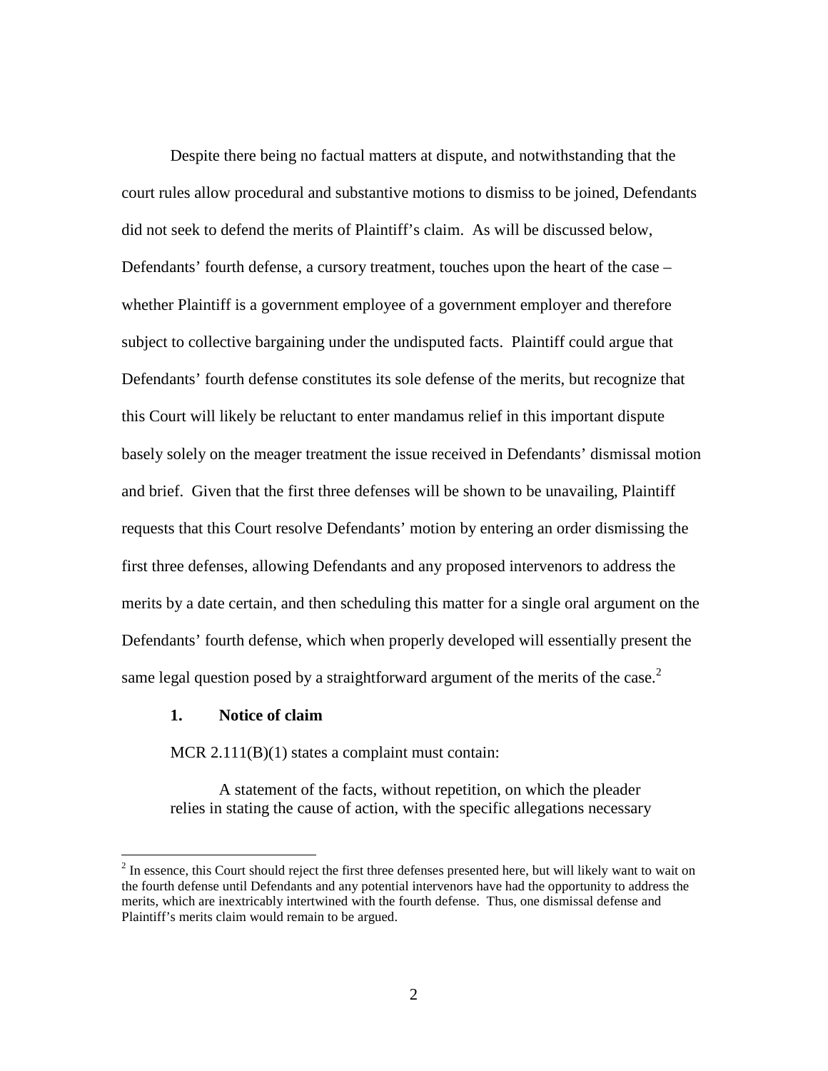Despite there being no factual matters at dispute, and notwithstanding that the court rules allow procedural and substantive motions to dismiss to be joined, Defendants did not seek to defend the merits of Plaintiff's claim. As will be discussed below, Defendants' fourth defense, a cursory treatment, touches upon the heart of the case – whether Plaintiff is a government employee of a government employer and therefore subject to collective bargaining under the undisputed facts. Plaintiff could argue that Defendants' fourth defense constitutes its sole defense of the merits, but recognize that this Court will likely be reluctant to enter mandamus relief in this important dispute basely solely on the meager treatment the issue received in Defendants' dismissal motion and brief. Given that the first three defenses will be shown to be unavailing, Plaintiff requests that this Court resolve Defendants' motion by entering an order dismissing the first three defenses, allowing Defendants and any proposed intervenors to address the merits by a date certain, and then scheduling this matter for a single oral argument on the Defendants' fourth defense, which when properly developed will essentially present the same legal question posed by a straightforward argument of the merits of the case.[2]

**1. Notice of claim**

MCR 2.111(B)(1) states a complaint must contain:

> A statement of the facts, without repetition, on which the pleader relies in stating the cause of action, with the specific allegations necessary

[2] In essence, this Court should reject the first three defenses presented here, but will likely want to wait on the fourth defense until Defendants and any potential intervenors have had the opportunity to address the merits, which are inextricably intertwined with the fourth defense. Thus, one dismissal defense and Plaintiff's merits claim would remain to be argued.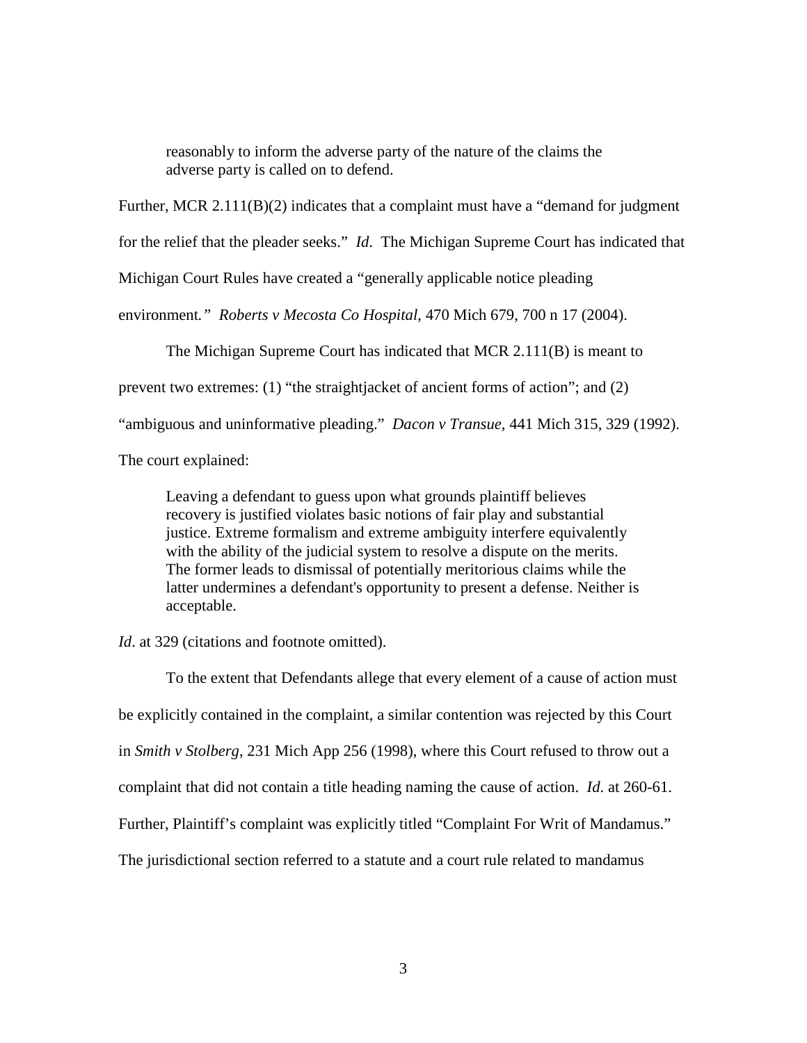> reasonably to inform the adverse party of the nature of the claims the adverse party is called on to defend.

Further, MCR 2.111(B)(2) indicates that a complaint must have a "demand for judgment for the relief that the pleader seeks." *Id*. The Michigan Supreme Court has indicated that Michigan Court Rules have created a "generally applicable notice pleading environment*." Roberts v Mecosta Co Hospital*, 470 Mich 679, 700 n 17 (2004).

The Michigan Supreme Court has indicated that MCR 2.111(B) is meant to prevent two extremes: (1) "the straightjacket of ancient forms of action"; and (2) "ambiguous and uninformative pleading." *Dacon v Transue*, 441 Mich 315, 329 (1992). The court explained:

> Leaving a defendant to guess upon what grounds plaintiff believes recovery is justified violates basic notions of fair play and substantial justice. Extreme formalism and extreme ambiguity interfere equivalently with the ability of the judicial system to resolve a dispute on the merits. The former leads to dismissal of potentially meritorious claims while the latter undermines a defendant's opportunity to present a defense. Neither is acceptable.

*Id*. at 329 (citations and footnote omitted).

To the extent that Defendants allege that every element of a cause of action must be explicitly contained in the complaint, a similar contention was rejected by this Court in *Smith v Stolberg*, 231 Mich App 256 (1998), where this Court refused to throw out a complaint that did not contain a title heading naming the cause of action. *Id*. at 260-61. Further, Plaintiff's complaint was explicitly titled "Complaint For Writ of Mandamus." The jurisdictional section referred to a statute and a court rule related to mandamus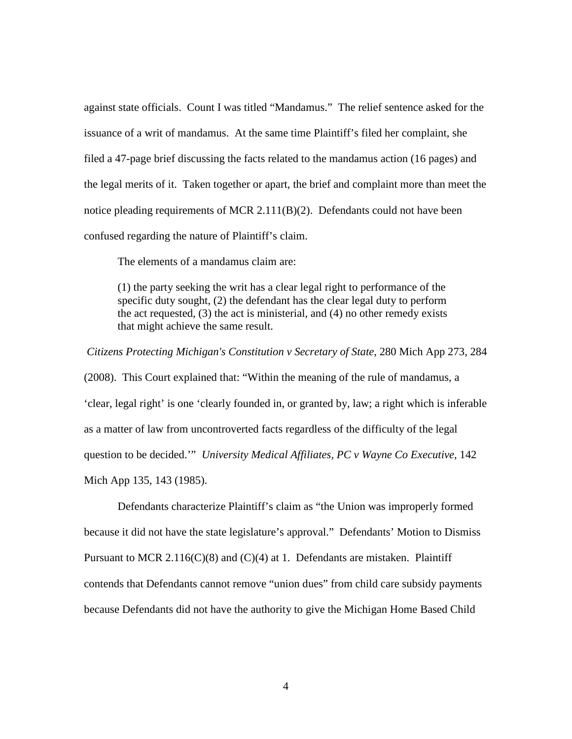against state officials. Count I was titled "Mandamus." The relief sentence asked for the issuance of a writ of mandamus. At the same time Plaintiff's filed her complaint, she filed a 47-page brief discussing the facts related to the mandamus action (16 pages) and the legal merits of it. Taken together or apart, the brief and complaint more than meet the notice pleading requirements of MCR 2.111(B)(2). Defendants could not have been confused regarding the nature of Plaintiff's claim.

The elements of a mandamus claim are:

> (1) the party seeking the writ has a clear legal right to performance of the specific duty sought, (2) the defendant has the clear legal duty to perform the act requested, (3) the act is ministerial, and (4) no other remedy exists that might achieve the same result.

*Citizens Protecting Michigan's Constitution v Secretary of State*, 280 Mich App 273, 284 (2008). This Court explained that: "Within the meaning of the rule of mandamus, a 'clear, legal right' is one 'clearly founded in, or granted by, law; a right which is inferable as a matter of law from uncontroverted facts regardless of the difficulty of the legal question to be decided.'" *University Medical Affiliates, PC v Wayne Co Executive*, 142 Mich App 135, 143 (1985).

Defendants characterize Plaintiff's claim as "the Union was improperly formed because it did not have the state legislature's approval." Defendants' Motion to Dismiss Pursuant to MCR 2.116(C)(8) and (C)(4) at 1. Defendants are mistaken. Plaintiff contends that Defendants cannot remove "union dues" from child care subsidy payments because Defendants did not have the authority to give the Michigan Home Based Child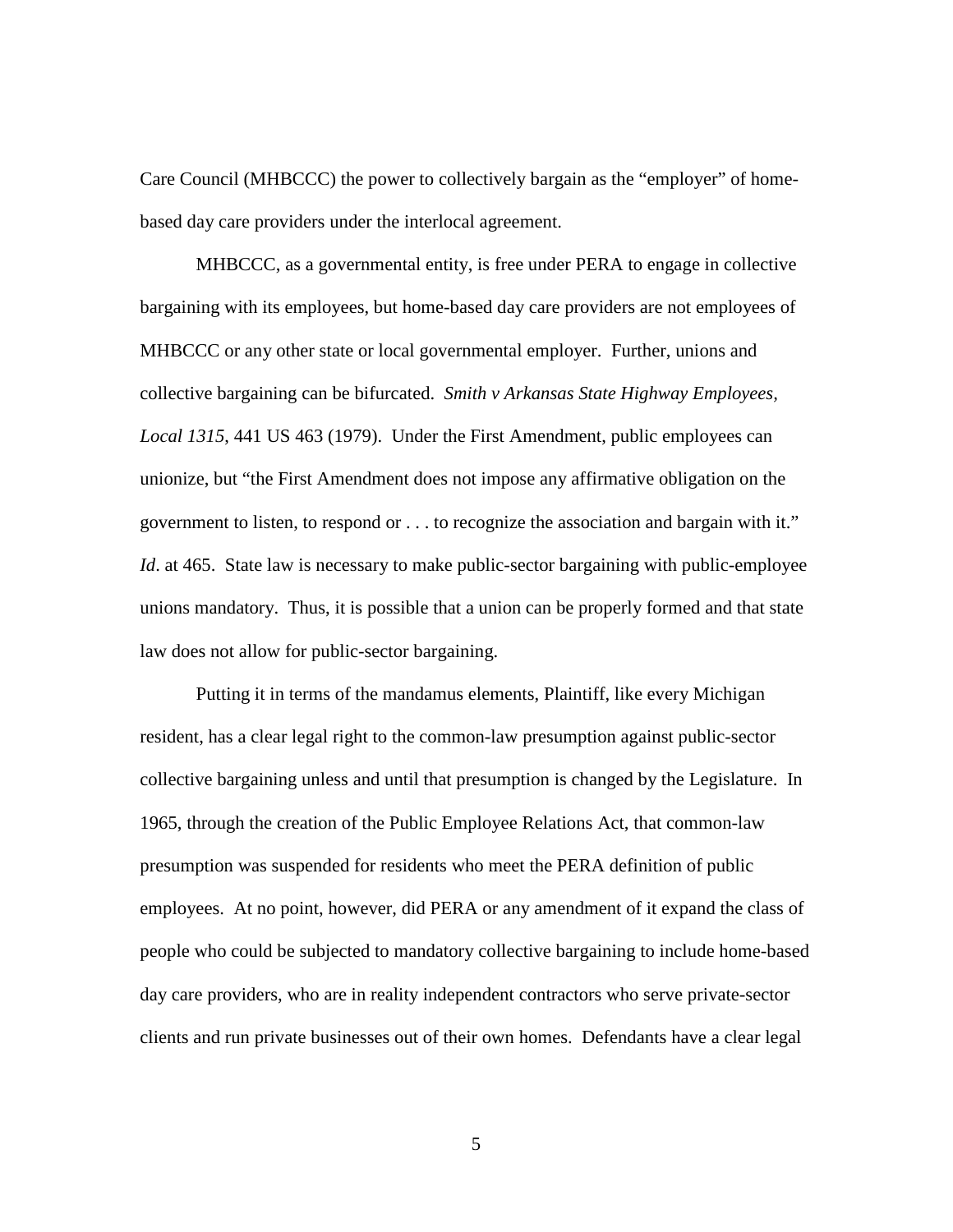Care Council (MHBCCC) the power to collectively bargain as the "employer" of home-based day care providers under the interlocal agreement.

MHBCCC, as a governmental entity, is free under PERA to engage in collective bargaining with its employees, but home-based day care providers are not employees of MHBCCC or any other state or local governmental employer. Further, unions and collective bargaining can be bifurcated. *Smith v Arkansas State Highway Employees, Local 1315*, 441 US 463 (1979). Under the First Amendment, public employees can unionize, but "the First Amendment does not impose any affirmative obligation on the government to listen, to respond or . . . to recognize the association and bargain with it." *Id*. at 465. State law is necessary to make public-sector bargaining with public-employee unions mandatory. Thus, it is possible that a union can be properly formed and that state law does not allow for public-sector bargaining.

Putting it in terms of the mandamus elements, Plaintiff, like every Michigan resident, has a clear legal right to the common-law presumption against public-sector collective bargaining unless and until that presumption is changed by the Legislature. In 1965, through the creation of the Public Employee Relations Act, that common-law presumption was suspended for residents who meet the PERA definition of public employees. At no point, however, did PERA or any amendment of it expand the class of people who could be subjected to mandatory collective bargaining to include home-based day care providers, who are in reality independent contractors who serve private-sector clients and run private businesses out of their own homes. Defendants have a clear legal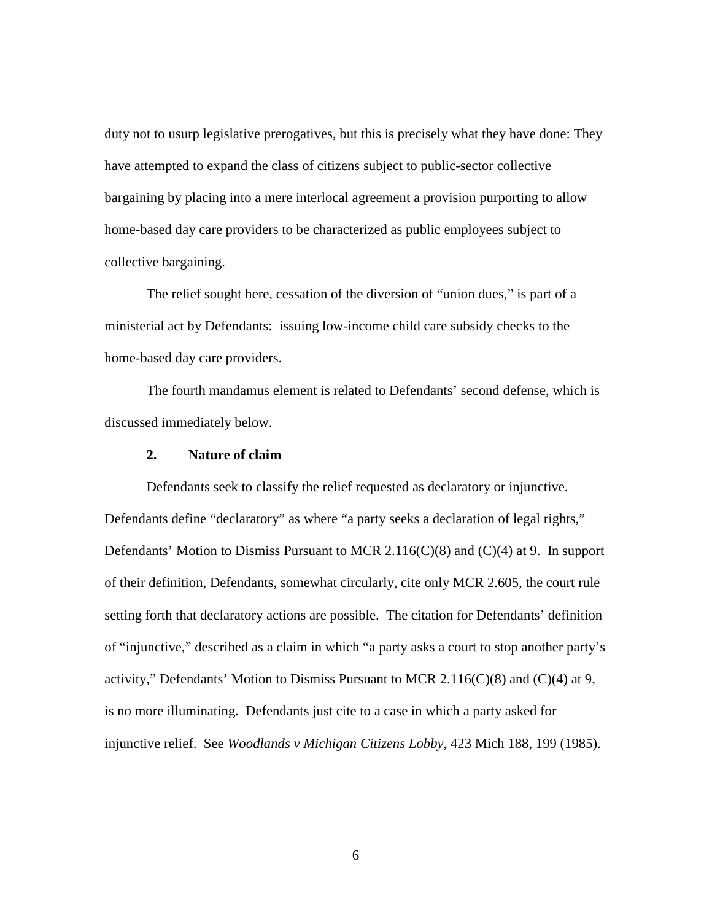duty not to usurp legislative prerogatives, but this is precisely what they have done: They have attempted to expand the class of citizens subject to public-sector collective bargaining by placing into a mere interlocal agreement a provision purporting to allow home-based day care providers to be characterized as public employees subject to collective bargaining.

The relief sought here, cessation of the diversion of "union dues," is part of a ministerial act by Defendants: issuing low-income child care subsidy checks to the home-based day care providers.

The fourth mandamus element is related to Defendants' second defense, which is discussed immediately below.

### 2. Nature of claim

Defendants seek to classify the relief requested as declaratory or injunctive. Defendants define "declaratory" as where "a party seeks a declaration of legal rights," Defendants' Motion to Dismiss Pursuant to MCR 2.116(C)(8) and (C)(4) at 9. In support of their definition, Defendants, somewhat circularly, cite only MCR 2.605, the court rule setting forth that declaratory actions are possible. The citation for Defendants' definition of "injunctive," described as a claim in which "a party asks a court to stop another party's activity," Defendants' Motion to Dismiss Pursuant to MCR 2.116(C)(8) and (C)(4) at 9, is no more illuminating. Defendants just cite to a case in which a party asked for injunctive relief. See *Woodlands v Michigan Citizens Lobby*, 423 Mich 188, 199 (1985).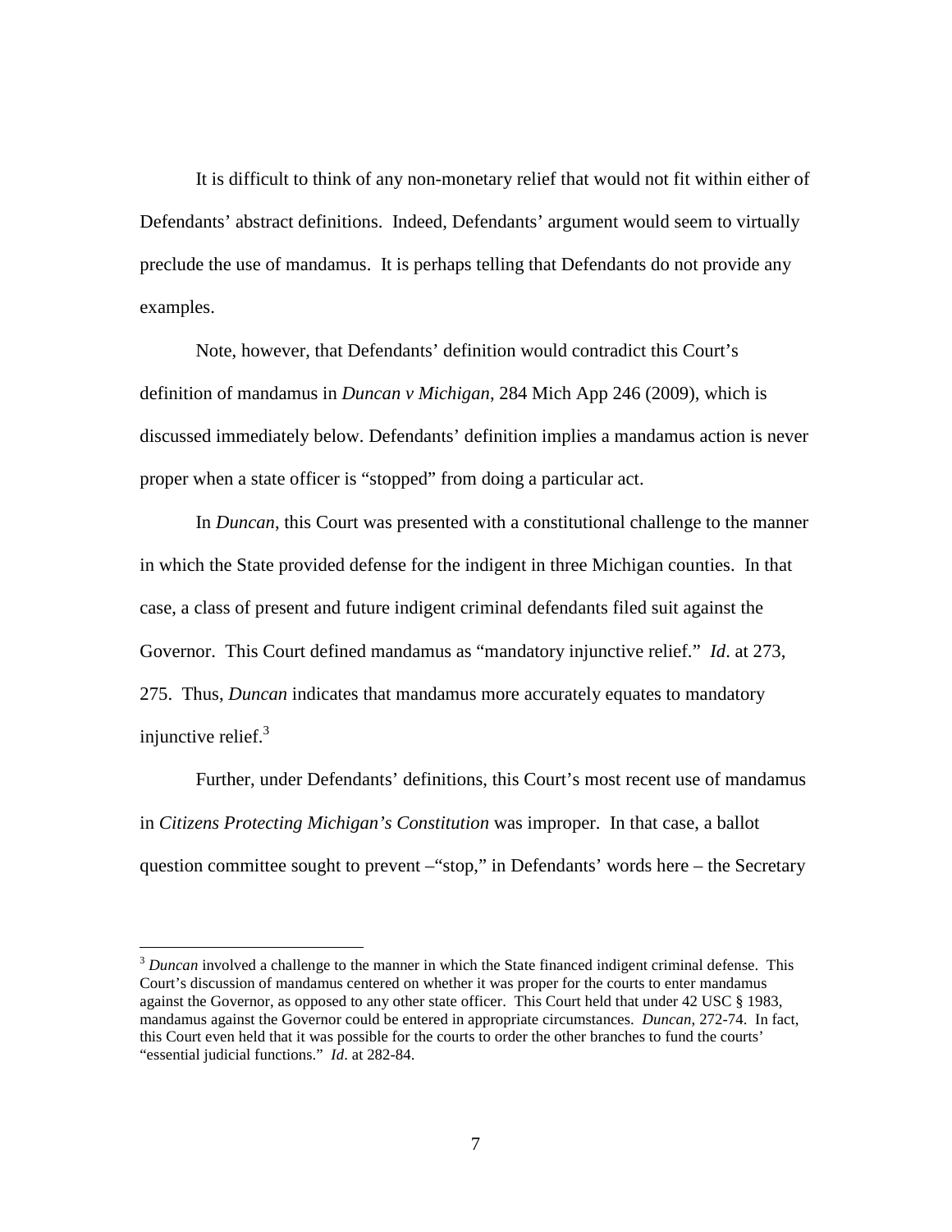It is difficult to think of any non-monetary relief that would not fit within either of Defendants' abstract definitions. Indeed, Defendants' argument would seem to virtually preclude the use of mandamus. It is perhaps telling that Defendants do not provide any examples.

Note, however, that Defendants' definition would contradict this Court's definition of mandamus in *Duncan v Michigan*, 284 Mich App 246 (2009), which is discussed immediately below. Defendants' definition implies a mandamus action is never proper when a state officer is "stopped" from doing a particular act.

In *Duncan*, this Court was presented with a constitutional challenge to the manner in which the State provided defense for the indigent in three Michigan counties. In that case, a class of present and future indigent criminal defendants filed suit against the Governor. This Court defined mandamus as "mandatory injunctive relief." *Id*. at 273, 275. Thus, *Duncan* indicates that mandamus more accurately equates to mandatory injunctive relief.[3]

Further, under Defendants' definitions, this Court's most recent use of mandamus in *Citizens Protecting Michigan's Constitution* was improper. In that case, a ballot question committee sought to prevent –"stop," in Defendants' words here – the Secretary

---

[3] *Duncan* involved a challenge to the manner in which the State financed indigent criminal defense. This Court's discussion of mandamus centered on whether it was proper for the courts to enter mandamus against the Governor, as opposed to any other state officer. This Court held that under 42 USC § 1983, mandamus against the Governor could be entered in appropriate circumstances. *Duncan*, 272-74. In fact, this Court even held that it was possible for the courts to order the other branches to fund the courts' "essential judicial functions." *Id*. at 282-84.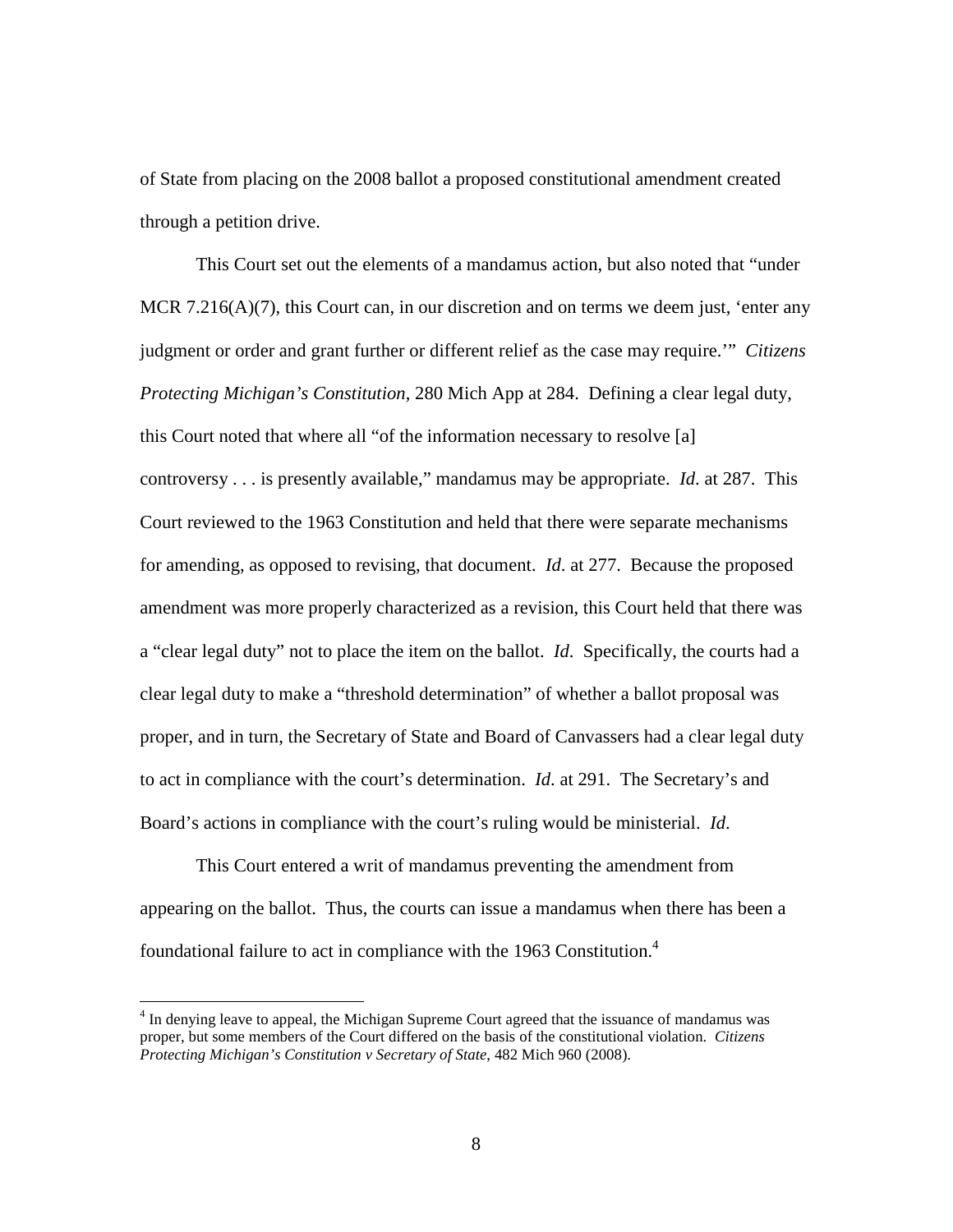of State from placing on the 2008 ballot a proposed constitutional amendment created through a petition drive.

This Court set out the elements of a mandamus action, but also noted that "under MCR 7.216(A)(7), this Court can, in our discretion and on terms we deem just, 'enter any judgment or order and grant further or different relief as the case may require.'" *Citizens Protecting Michigan's Constitution*, 280 Mich App at 284. Defining a clear legal duty, this Court noted that where all "of the information necessary to resolve [a] controversy . . . is presently available," mandamus may be appropriate. *Id*. at 287. This Court reviewed to the 1963 Constitution and held that there were separate mechanisms for amending, as opposed to revising, that document. *Id*. at 277. Because the proposed amendment was more properly characterized as a revision, this Court held that there was a "clear legal duty" not to place the item on the ballot. *Id*. Specifically, the courts had a clear legal duty to make a "threshold determination" of whether a ballot proposal was proper, and in turn, the Secretary of State and Board of Canvassers had a clear legal duty to act in compliance with the court's determination. *Id*. at 291. The Secretary's and Board's actions in compliance with the court's ruling would be ministerial. *Id*.

This Court entered a writ of mandamus preventing the amendment from appearing on the ballot. Thus, the courts can issue a mandamus when there has been a foundational failure to act in compliance with the 1963 Constitution.[4]

---

[4] In denying leave to appeal, the Michigan Supreme Court agreed that the issuance of mandamus was proper, but some members of the Court differed on the basis of the constitutional violation. *Citizens Protecting Michigan's Constitution v Secretary of State*, 482 Mich 960 (2008).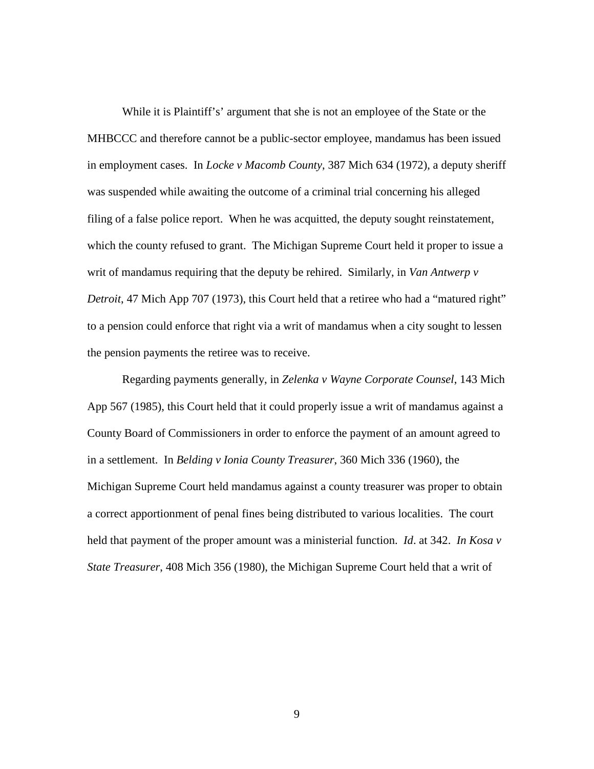While it is Plaintiff's' argument that she is not an employee of the State or the MHBCCC and therefore cannot be a public-sector employee, mandamus has been issued in employment cases. In *Locke v Macomb County*, 387 Mich 634 (1972), a deputy sheriff was suspended while awaiting the outcome of a criminal trial concerning his alleged filing of a false police report. When he was acquitted, the deputy sought reinstatement, which the county refused to grant. The Michigan Supreme Court held it proper to issue a writ of mandamus requiring that the deputy be rehired. Similarly, in *Van Antwerp v Detroit*, 47 Mich App 707 (1973), this Court held that a retiree who had a "matured right" to a pension could enforce that right via a writ of mandamus when a city sought to lessen the pension payments the retiree was to receive.

Regarding payments generally, in *Zelenka v Wayne Corporate Counsel*, 143 Mich App 567 (1985), this Court held that it could properly issue a writ of mandamus against a County Board of Commissioners in order to enforce the payment of an amount agreed to in a settlement. In *Belding v Ionia County Treasurer*, 360 Mich 336 (1960), the Michigan Supreme Court held mandamus against a county treasurer was proper to obtain a correct apportionment of penal fines being distributed to various localities. The court held that payment of the proper amount was a ministerial function. *Id*. at 342. *In Kosa v State Treasurer*, 408 Mich 356 (1980), the Michigan Supreme Court held that a writ of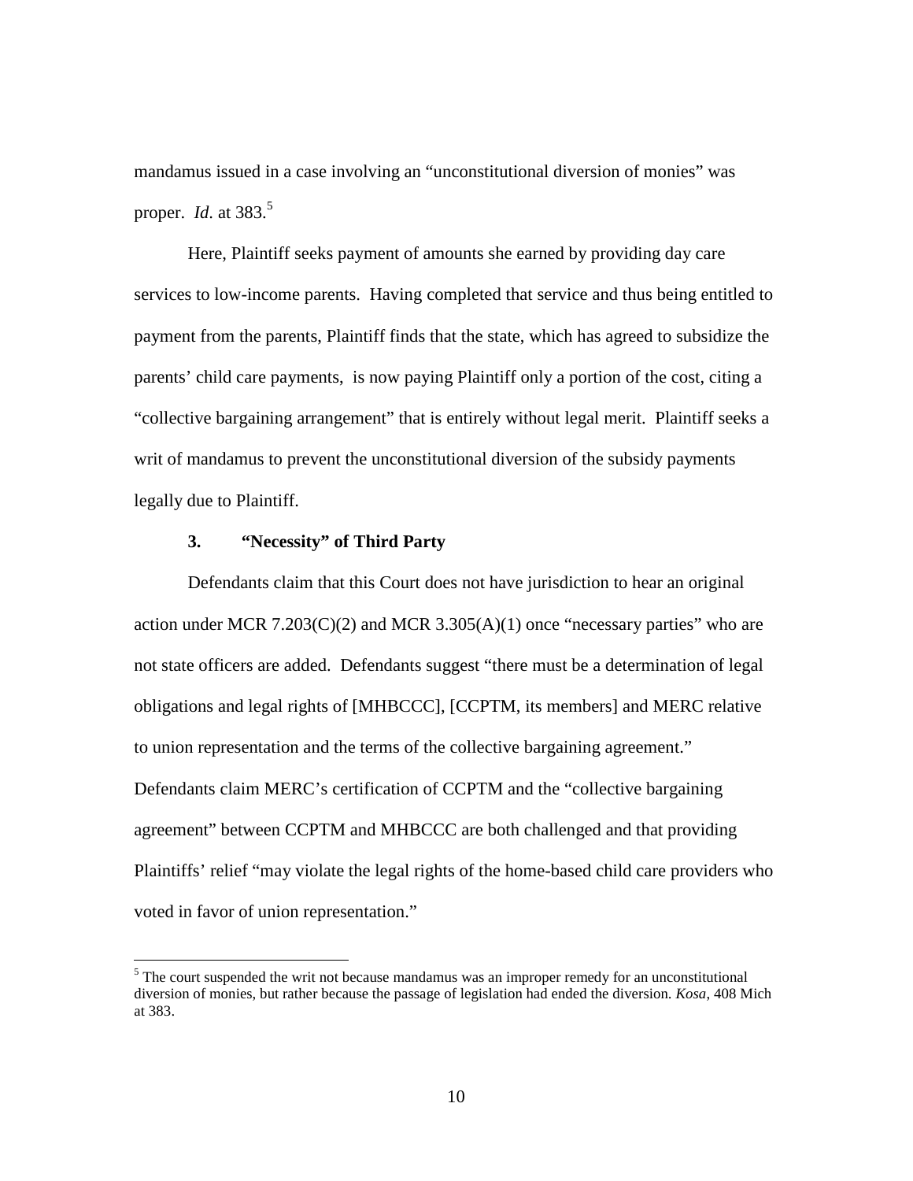mandamus issued in a case involving an "unconstitutional diversion of monies" was proper. *Id*. at 383.[5]

Here, Plaintiff seeks payment of amounts she earned by providing day care services to low-income parents. Having completed that service and thus being entitled to payment from the parents, Plaintiff finds that the state, which has agreed to subsidize the parents' child care payments, is now paying Plaintiff only a portion of the cost, citing a "collective bargaining arrangement" that is entirely without legal merit. Plaintiff seeks a writ of mandamus to prevent the unconstitutional diversion of the subsidy payments legally due to Plaintiff.

### 3. "Necessity" of Third Party

Defendants claim that this Court does not have jurisdiction to hear an original action under MCR 7.203(C)(2) and MCR 3.305(A)(1) once "necessary parties" who are not state officers are added. Defendants suggest "there must be a determination of legal obligations and legal rights of [MHBCCC], [CCPTM, its members] and MERC relative to union representation and the terms of the collective bargaining agreement." Defendants claim MERC's certification of CCPTM and the "collective bargaining agreement" between CCPTM and MHBCCC are both challenged and that providing Plaintiffs' relief "may violate the legal rights of the home-based child care providers who voted in favor of union representation."

[5] The court suspended the writ not because mandamus was an improper remedy for an unconstitutional diversion of monies, but rather because the passage of legislation had ended the diversion. *Kosa*, 408 Mich at 383.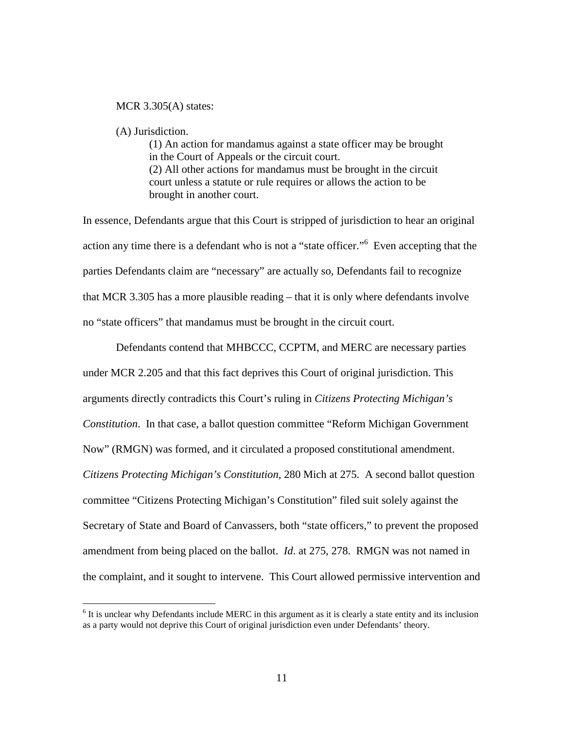MCR 3.305(A) states:

> (A) Jurisdiction.
>
> > (1) An action for mandamus against a state officer may be brought in the Court of Appeals or the circuit court.
> >
> > (2) All other actions for mandamus must be brought in the circuit court unless a statute or rule requires or allows the action to be brought in another court.

In essence, Defendants argue that this Court is stripped of jurisdiction to hear an original action any time there is a defendant who is not a "state officer."[6] Even accepting that the parties Defendants claim are "necessary" are actually so, Defendants fail to recognize that MCR 3.305 has a more plausible reading – that it is only where defendants involve no "state officers" that mandamus must be brought in the circuit court.

Defendants contend that MHBCCC, CCPTM, and MERC are necessary parties under MCR 2.205 and that this fact deprives this Court of original jurisdiction. This arguments directly contradicts this Court's ruling in *Citizens Protecting Michigan's Constitution*. In that case, a ballot question committee "Reform Michigan Government Now" (RMGN) was formed, and it circulated a proposed constitutional amendment. *Citizens Protecting Michigan's Constitution*, 280 Mich at 275. A second ballot question committee "Citizens Protecting Michigan's Constitution" filed suit solely against the Secretary of State and Board of Canvassers, both "state officers," to prevent the proposed amendment from being placed on the ballot. *Id*. at 275, 278. RMGN was not named in the complaint, and it sought to intervene. This Court allowed permissive intervention and

---

[6] It is unclear why Defendants include MERC in this argument as it is clearly a state entity and its inclusion as a party would not deprive this Court of original jurisdiction even under Defendants' theory.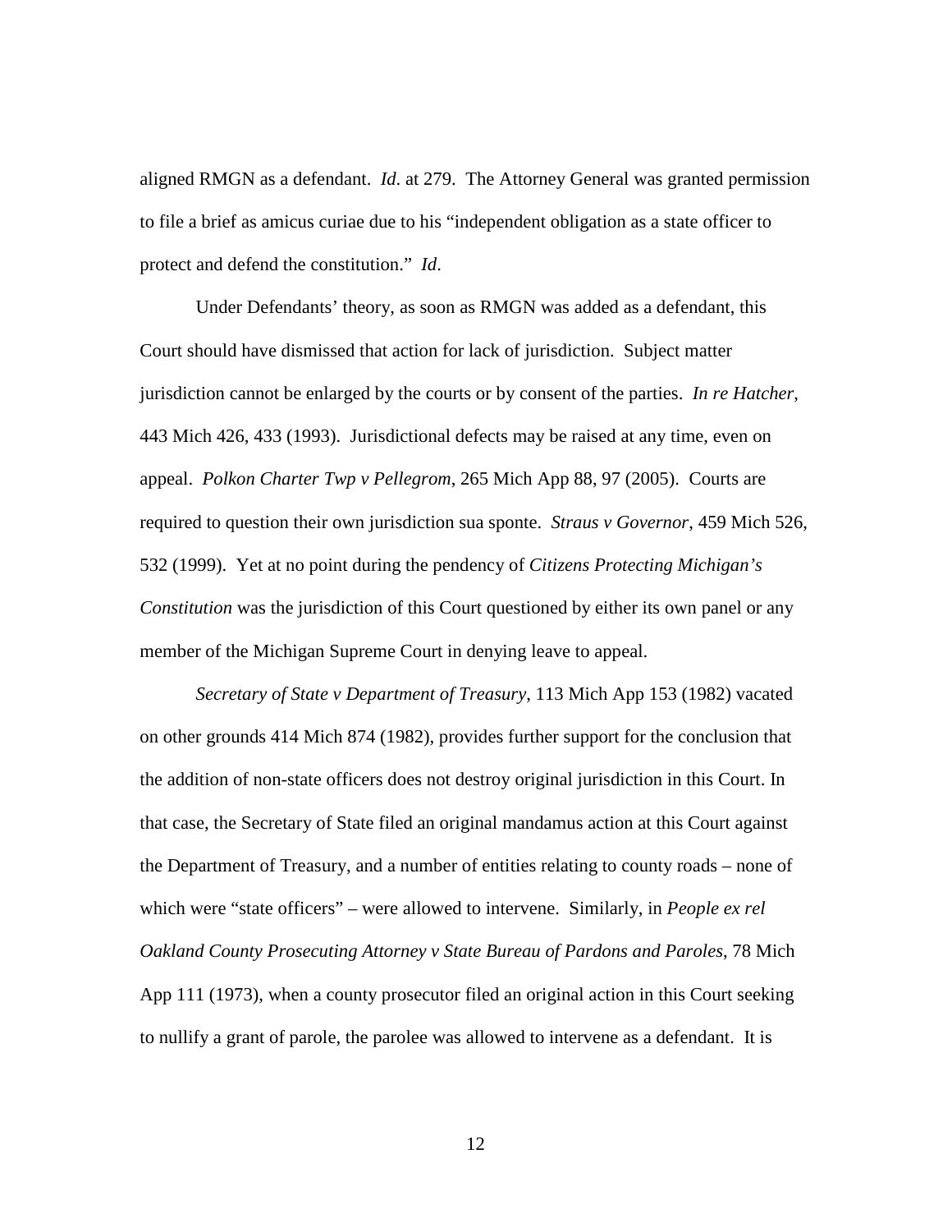aligned RMGN as a defendant. *Id*. at 279. The Attorney General was granted permission to file a brief as amicus curiae due to his "independent obligation as a state officer to protect and defend the constitution." *Id*.

Under Defendants' theory, as soon as RMGN was added as a defendant, this Court should have dismissed that action for lack of jurisdiction. Subject matter jurisdiction cannot be enlarged by the courts or by consent of the parties. *In re Hatcher*, 443 Mich 426, 433 (1993). Jurisdictional defects may be raised at any time, even on appeal. *Polkon Charter Twp v Pellegrom*, 265 Mich App 88, 97 (2005). Courts are required to question their own jurisdiction sua sponte. *Straus v Governor*, 459 Mich 526, 532 (1999). Yet at no point during the pendency of *Citizens Protecting Michigan's Constitution* was the jurisdiction of this Court questioned by either its own panel or any member of the Michigan Supreme Court in denying leave to appeal.

*Secretary of State v Department of Treasury*, 113 Mich App 153 (1982) vacated on other grounds 414 Mich 874 (1982), provides further support for the conclusion that the addition of non-state officers does not destroy original jurisdiction in this Court. In that case, the Secretary of State filed an original mandamus action at this Court against the Department of Treasury, and a number of entities relating to county roads – none of which were "state officers" – were allowed to intervene. Similarly, in *People ex rel Oakland County Prosecuting Attorney v State Bureau of Pardons and Paroles*, 78 Mich App 111 (1973), when a county prosecutor filed an original action in this Court seeking to nullify a grant of parole, the parolee was allowed to intervene as a defendant. It is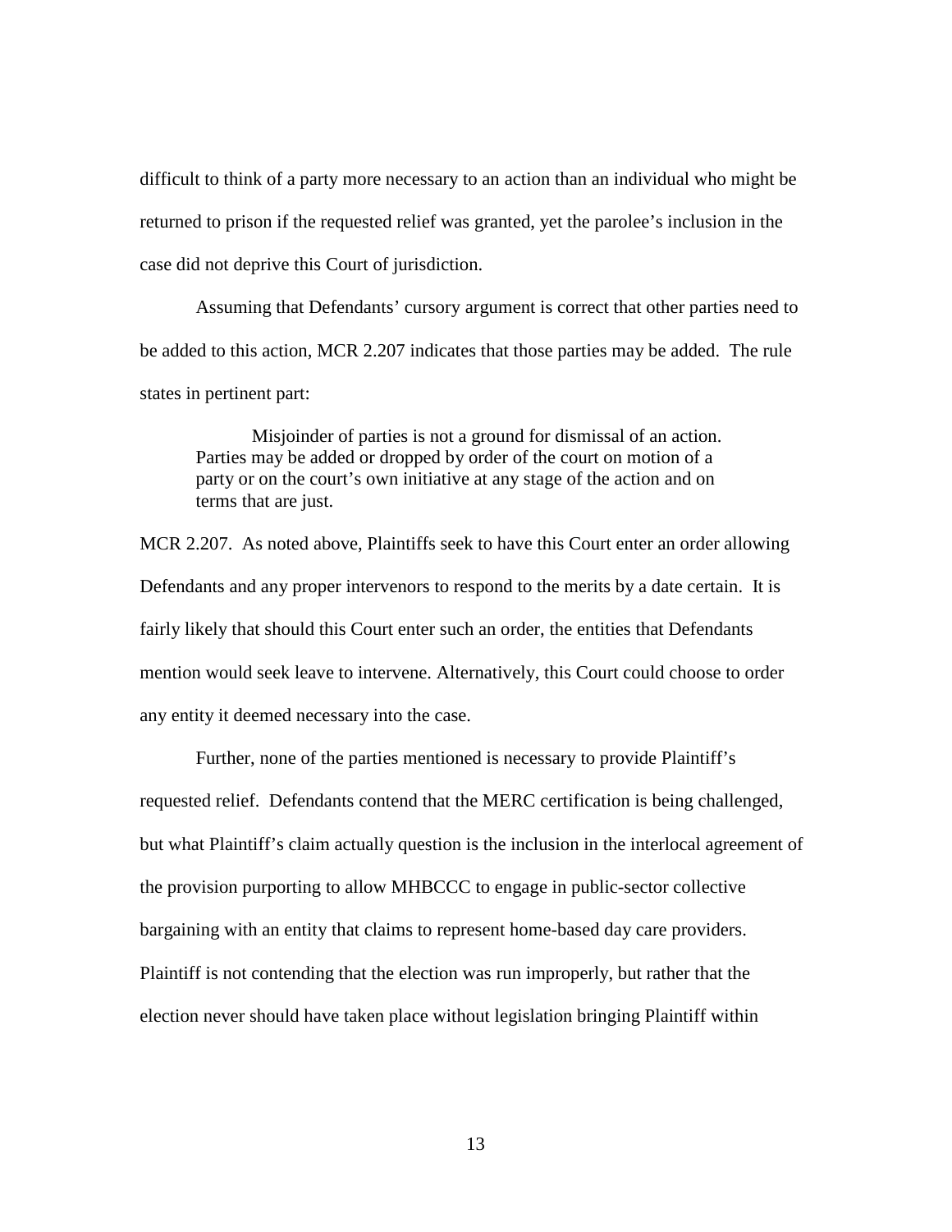difficult to think of a party more necessary to an action than an individual who might be returned to prison if the requested relief was granted, yet the parolee's inclusion in the case did not deprive this Court of jurisdiction.

Assuming that Defendants' cursory argument is correct that other parties need to be added to this action, MCR 2.207 indicates that those parties may be added. The rule states in pertinent part:

> Misjoinder of parties is not a ground for dismissal of an action. Parties may be added or dropped by order of the court on motion of a party or on the court's own initiative at any stage of the action and on terms that are just.

MCR 2.207. As noted above, Plaintiffs seek to have this Court enter an order allowing Defendants and any proper intervenors to respond to the merits by a date certain. It is fairly likely that should this Court enter such an order, the entities that Defendants mention would seek leave to intervene. Alternatively, this Court could choose to order any entity it deemed necessary into the case.

Further, none of the parties mentioned is necessary to provide Plaintiff's requested relief. Defendants contend that the MERC certification is being challenged, but what Plaintiff's claim actually question is the inclusion in the interlocal agreement of the provision purporting to allow MHBCCC to engage in public-sector collective bargaining with an entity that claims to represent home-based day care providers. Plaintiff is not contending that the election was run improperly, but rather that the election never should have taken place without legislation bringing Plaintiff within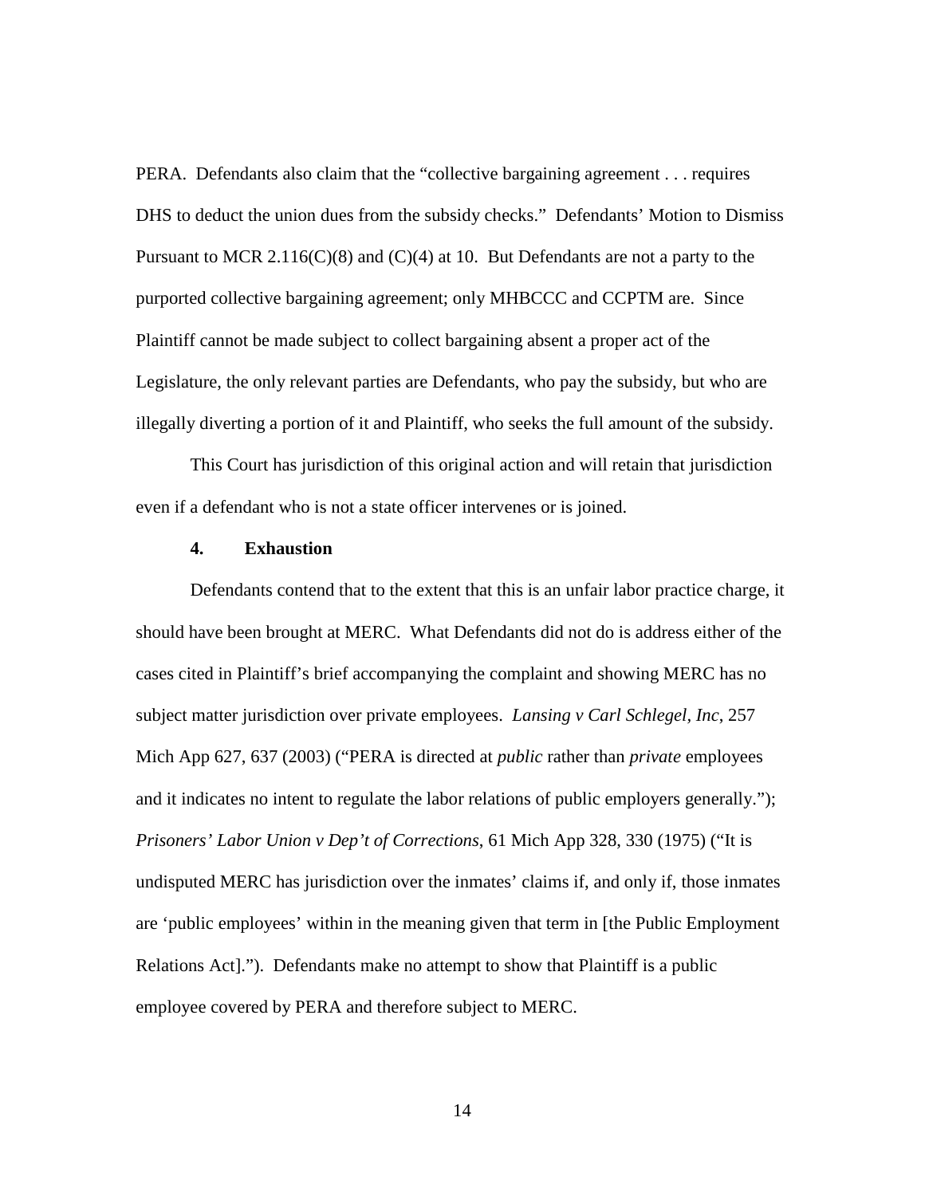PERA. Defendants also claim that the "collective bargaining agreement . . . requires DHS to deduct the union dues from the subsidy checks." Defendants' Motion to Dismiss Pursuant to MCR 2.116(C)(8) and (C)(4) at 10. But Defendants are not a party to the purported collective bargaining agreement; only MHBCCC and CCPTM are. Since Plaintiff cannot be made subject to collect bargaining absent a proper act of the Legislature, the only relevant parties are Defendants, who pay the subsidy, but who are illegally diverting a portion of it and Plaintiff, who seeks the full amount of the subsidy.

This Court has jurisdiction of this original action and will retain that jurisdiction even if a defendant who is not a state officer intervenes or is joined.

#### 4. Exhaustion

Defendants contend that to the extent that this is an unfair labor practice charge, it should have been brought at MERC. What Defendants did not do is address either of the cases cited in Plaintiff's brief accompanying the complaint and showing MERC has no subject matter jurisdiction over private employees. *Lansing v Carl Schlegel, Inc*, 257 Mich App 627, 637 (2003) ("PERA is directed at *public* rather than *private* employees and it indicates no intent to regulate the labor relations of public employers generally."); *Prisoners' Labor Union v Dep't of Corrections*, 61 Mich App 328, 330 (1975) ("It is undisputed MERC has jurisdiction over the inmates' claims if, and only if, those inmates are 'public employees' within in the meaning given that term in [the Public Employment Relations Act]."). Defendants make no attempt to show that Plaintiff is a public employee covered by PERA and therefore subject to MERC.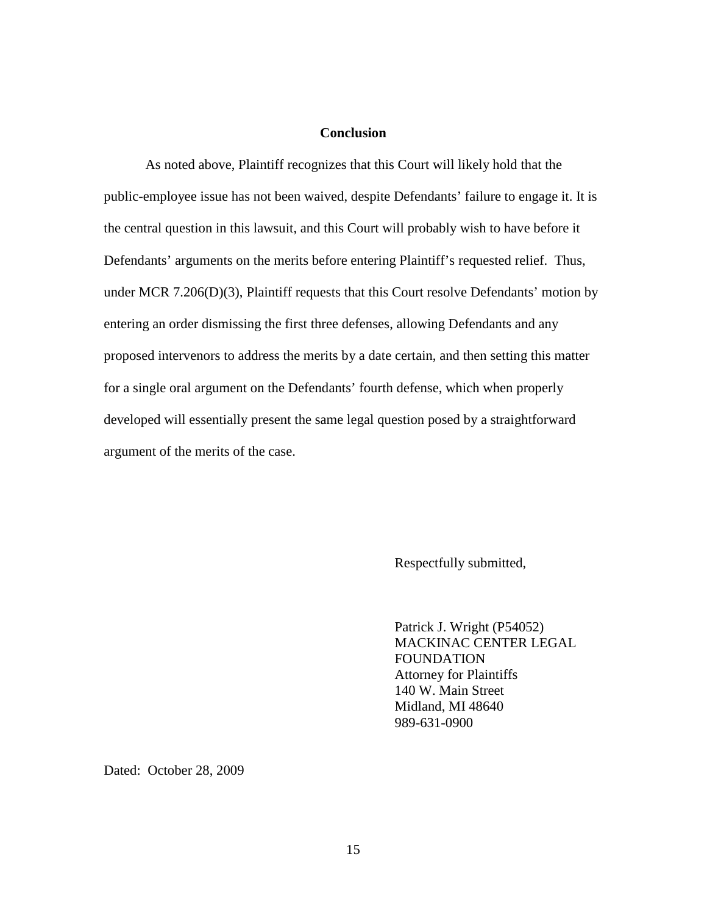## Conclusion

As noted above, Plaintiff recognizes that this Court will likely hold that the public-employee issue has not been waived, despite Defendants' failure to engage it. It is the central question in this lawsuit, and this Court will probably wish to have before it Defendants' arguments on the merits before entering Plaintiff's requested relief. Thus, under MCR 7.206(D)(3), Plaintiff requests that this Court resolve Defendants' motion by entering an order dismissing the first three defenses, allowing Defendants and any proposed intervenors to address the merits by a date certain, and then setting this matter for a single oral argument on the Defendants' fourth defense, which when properly developed will essentially present the same legal question posed by a straightforward argument of the merits of the case.

Respectfully submitted,

Patrick J. Wright (P54052)
MACKINAC CENTER LEGAL FOUNDATION
Attorney for Plaintiffs
140 W. Main Street
Midland, MI 48640
989-631-0900

Dated: October 28, 2009